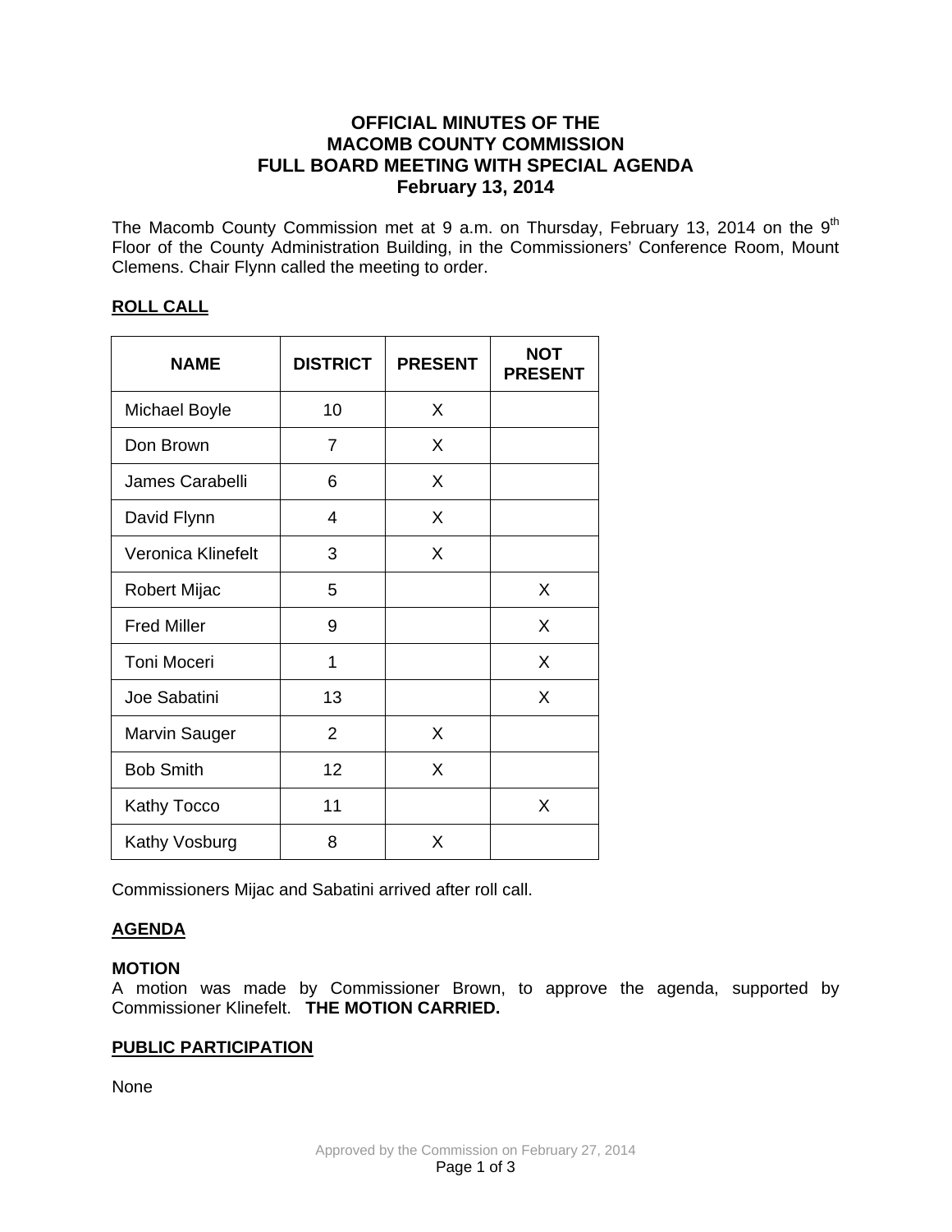# OFFICIAL MINUTES OF THE MACOMB COUNTY COMMISSION FULL BOARD MEETING WITH SPECIAL AGENDA February 13, 2014

The Macomb County Commission met at 9 a.m. on Thursday, February 13, 2014 on the 9th Floor of the County Administration Building, in the Commissioners' Conference Room, Mount Clemens. Chair Flynn called the meeting to order.

## ROLL CALL

| NAME | DISTRICT | PRESENT | NOT PRESENT |
|---|---|---|---|
| Michael Boyle | 10 | X | |
| Don Brown | 7 | X | |
| James Carabelli | 6 | X | |
| David Flynn | 4 | X | |
| Veronica Klinefelt | 3 | X | |
| Robert Mijac | 5 | | X |
| Fred Miller | 9 | | X |
| Toni Moceri | 1 | | X |
| Joe Sabatini | 13 | | X |
| Marvin Sauger | 2 | X | |
| Bob Smith | 12 | X | |
| Kathy Tocco | 11 | | X |
| Kathy Vosburg | 8 | X | |

Commissioners Mijac and Sabatini arrived after roll call.

## AGENDA

**MOTION**
A motion was made by Commissioner Brown, to approve the agenda, supported by Commissioner Klinefelt. **THE MOTION CARRIED.**

## PUBLIC PARTICIPATION

None

Approved by the Commission on February 27, 2014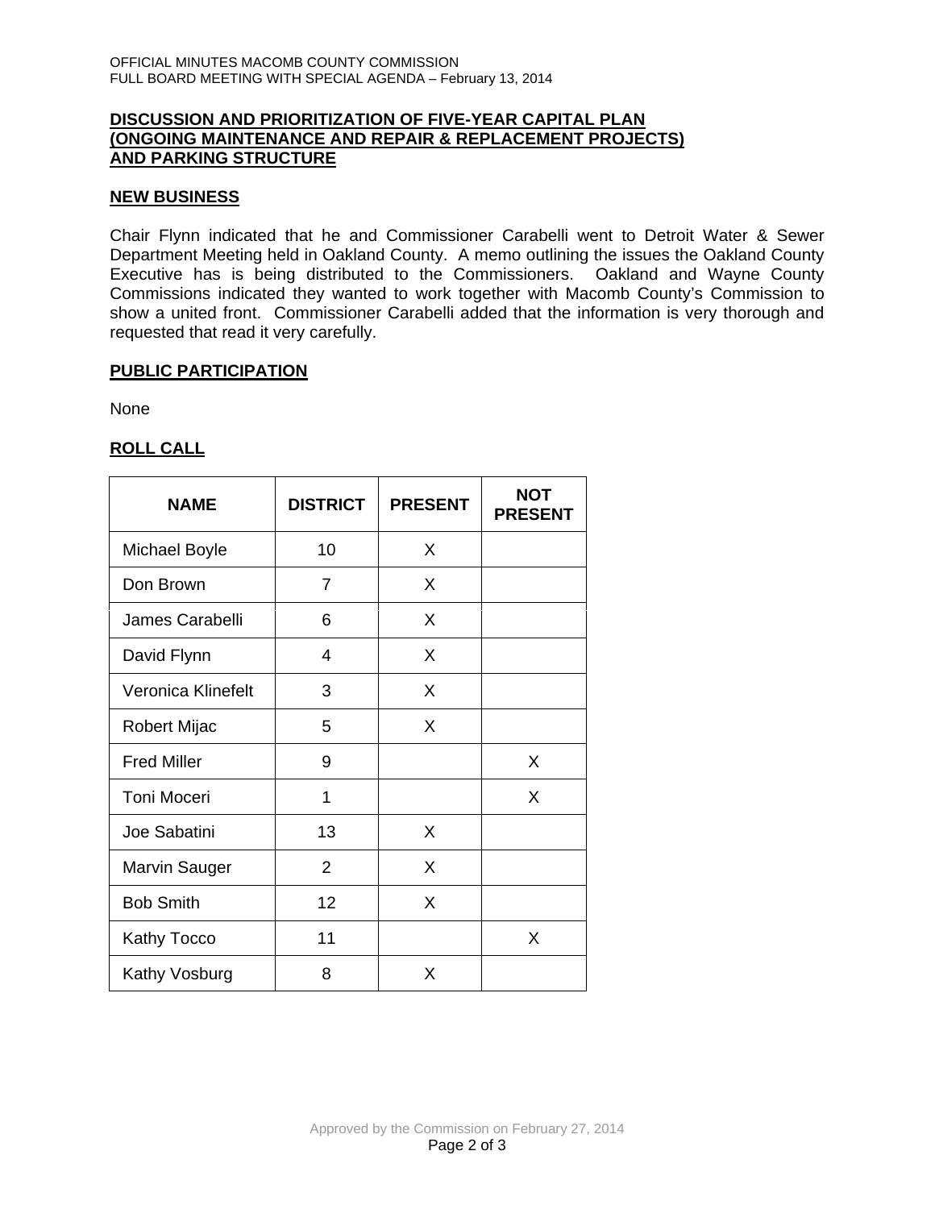## DISCUSSION AND PRIORITIZATION OF FIVE-YEAR CAPITAL PLAN (ONGOING MAINTENANCE AND REPAIR & REPLACEMENT PROJECTS) AND PARKING STRUCTURE

## NEW BUSINESS

Chair Flynn indicated that he and Commissioner Carabelli went to Detroit Water & Sewer Department Meeting held in Oakland County. A memo outlining the issues the Oakland County Executive has is being distributed to the Commissioners. Oakland and Wayne County Commissions indicated they wanted to work together with Macomb County's Commission to show a united front. Commissioner Carabelli added that the information is very thorough and requested that read it very carefully.

## PUBLIC PARTICIPATION

None

## ROLL CALL

| NAME | DISTRICT | PRESENT | NOT PRESENT |
|---|---|---|---|
| Michael Boyle | 10 | X | |
| Don Brown | 7 | X | |
| James Carabelli | 6 | X | |
| David Flynn | 4 | X | |
| Veronica Klinefelt | 3 | X | |
| Robert Mijac | 5 | X | |
| Fred Miller | 9 | | X |
| Toni Moceri | 1 | | X |
| Joe Sabatini | 13 | X | |
| Marvin Sauger | 2 | X | |
| Bob Smith | 12 | X | |
| Kathy Tocco | 11 | | X |
| Kathy Vosburg | 8 | X | |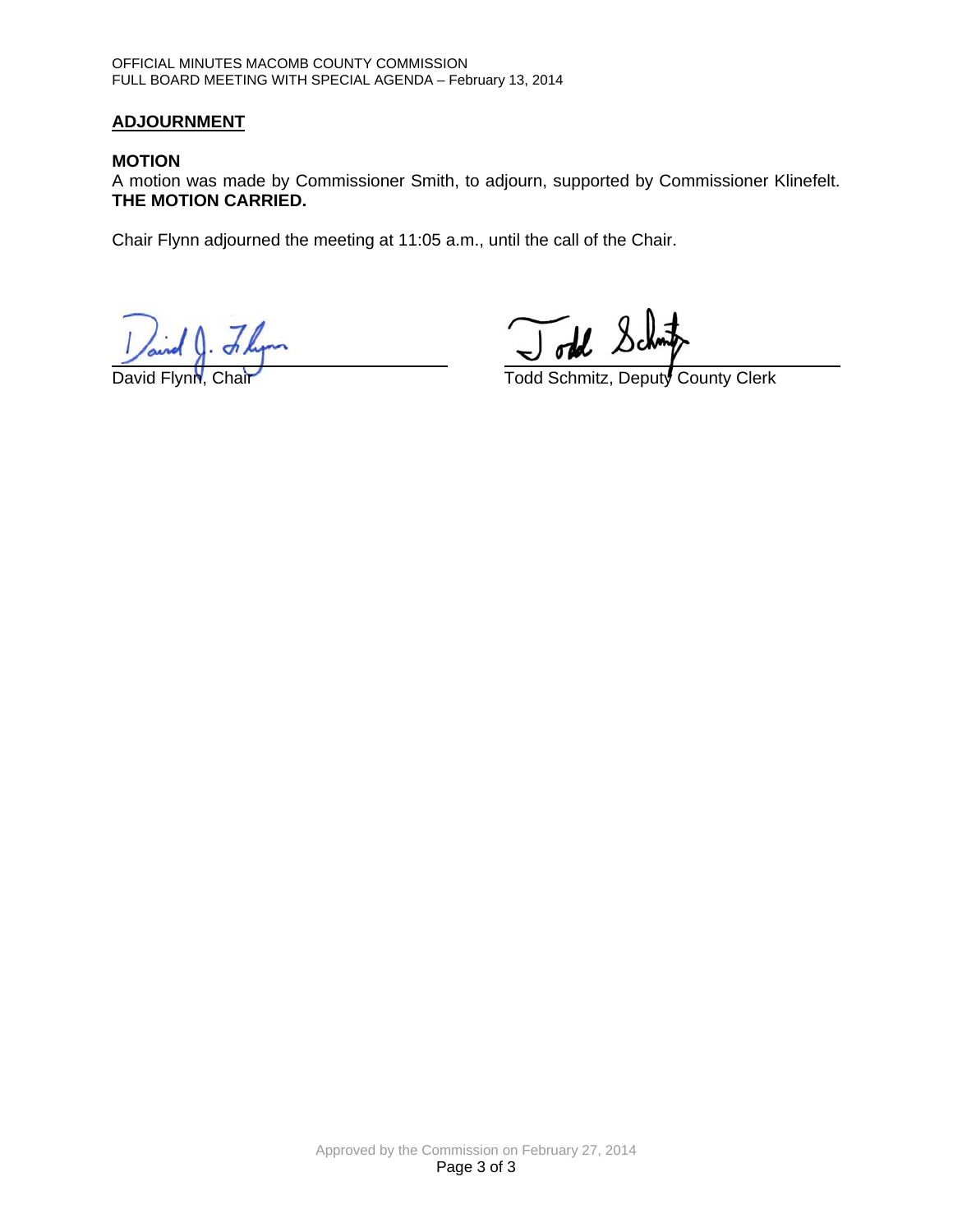## ADJOURNMENT

**MOTION**

A motion was made by Commissioner Smith, to adjourn, supported by Commissioner Klinefelt. **THE MOTION CARRIED.**

Chair Flynn adjourned the meeting at 11:05 a.m., until the call of the Chair.

David Flynn, Chair

Todd Schmitz, Deputy County Clerk

Approved by the Commission on February 27, 2014